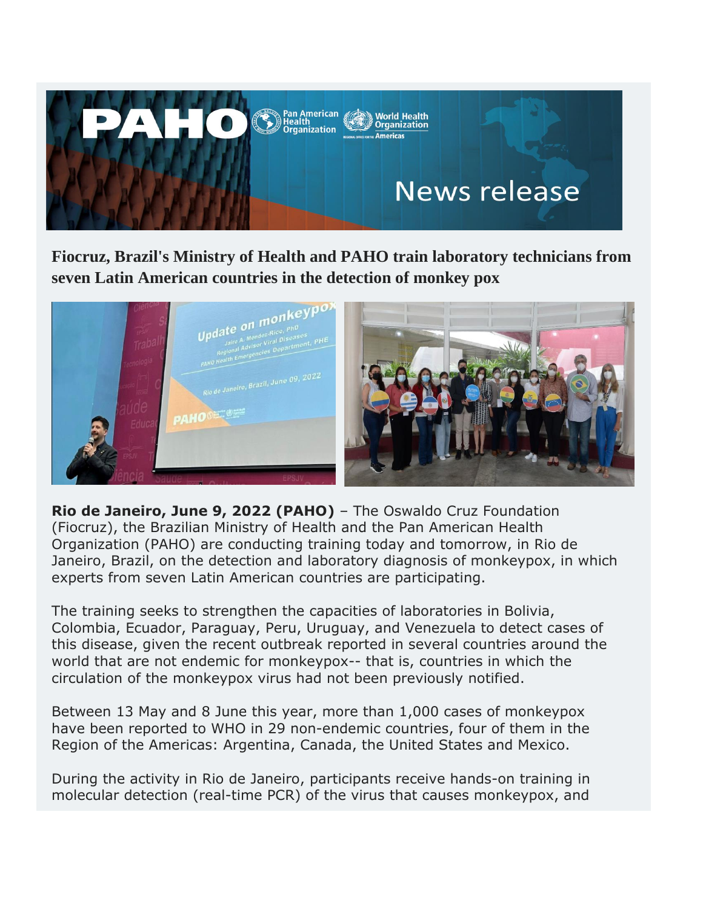# Fiocruz, Brazil's Ministry of Health and PAHO train laboratory technicians from seven Latin American countries in the detection of monkey pox

**Rio de Janeiro, June 9, 2022 (PAHO)** – The Oswaldo Cruz Foundation (Fiocruz), the Brazilian Ministry of Health and the Pan American Health Organization (PAHO) are conducting training today and tomorrow, in Rio de Janeiro, Brazil, on the detection and laboratory diagnosis of monkeypox, in which experts from seven Latin American countries are participating.

The training seeks to strengthen the capacities of laboratories in Bolivia, Colombia, Ecuador, Paraguay, Peru, Uruguay, and Venezuela to detect cases of this disease, given the recent outbreak reported in several countries around the world that are not endemic for monkeypox-- that is, countries in which the circulation of the monkeypox virus had not been previously notified.

Between 13 May and 8 June this year, more than 1,000 cases of monkeypox have been reported to WHO in 29 non-endemic countries, four of them in the Region of the Americas: Argentina, Canada, the United States and Mexico.

During the activity in Rio de Janeiro, participants receive hands-on training in molecular detection (real-time PCR) of the virus that causes monkeypox, and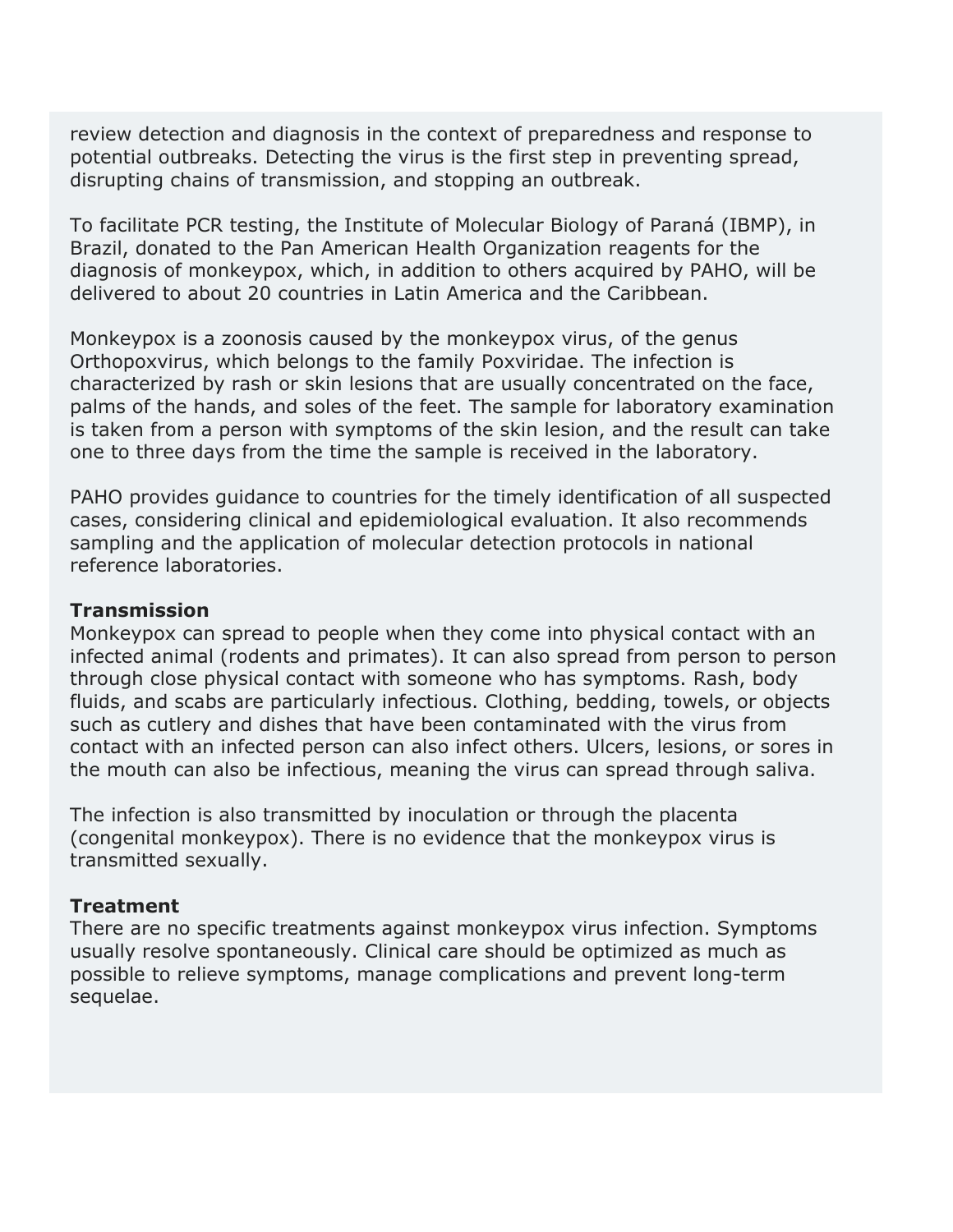review detection and diagnosis in the context of preparedness and response to potential outbreaks. Detecting the virus is the first step in preventing spread, disrupting chains of transmission, and stopping an outbreak.

To facilitate PCR testing, the Institute of Molecular Biology of Paraná (IBMP), in Brazil, donated to the Pan American Health Organization reagents for the diagnosis of monkeypox, which, in addition to others acquired by PAHO, will be delivered to about 20 countries in Latin America and the Caribbean.

Monkeypox is a zoonosis caused by the monkeypox virus, of the genus Orthopoxvirus, which belongs to the family Poxviridae. The infection is characterized by rash or skin lesions that are usually concentrated on the face, palms of the hands, and soles of the feet. The sample for laboratory examination is taken from a person with symptoms of the skin lesion, and the result can take one to three days from the time the sample is received in the laboratory.

PAHO provides guidance to countries for the timely identification of all suspected cases, considering clinical and epidemiological evaluation. It also recommends sampling and the application of molecular detection protocols in national reference laboratories.

**Transmission**
Monkeypox can spread to people when they come into physical contact with an infected animal (rodents and primates). It can also spread from person to person through close physical contact with someone who has symptoms. Rash, body fluids, and scabs are particularly infectious. Clothing, bedding, towels, or objects such as cutlery and dishes that have been contaminated with the virus from contact with an infected person can also infect others. Ulcers, lesions, or sores in the mouth can also be infectious, meaning the virus can spread through saliva.

The infection is also transmitted by inoculation or through the placenta (congenital monkeypox). There is no evidence that the monkeypox virus is transmitted sexually.

**Treatment**
There are no specific treatments against monkeypox virus infection. Symptoms usually resolve spontaneously. Clinical care should be optimized as much as possible to relieve symptoms, manage complications and prevent long-term sequelae.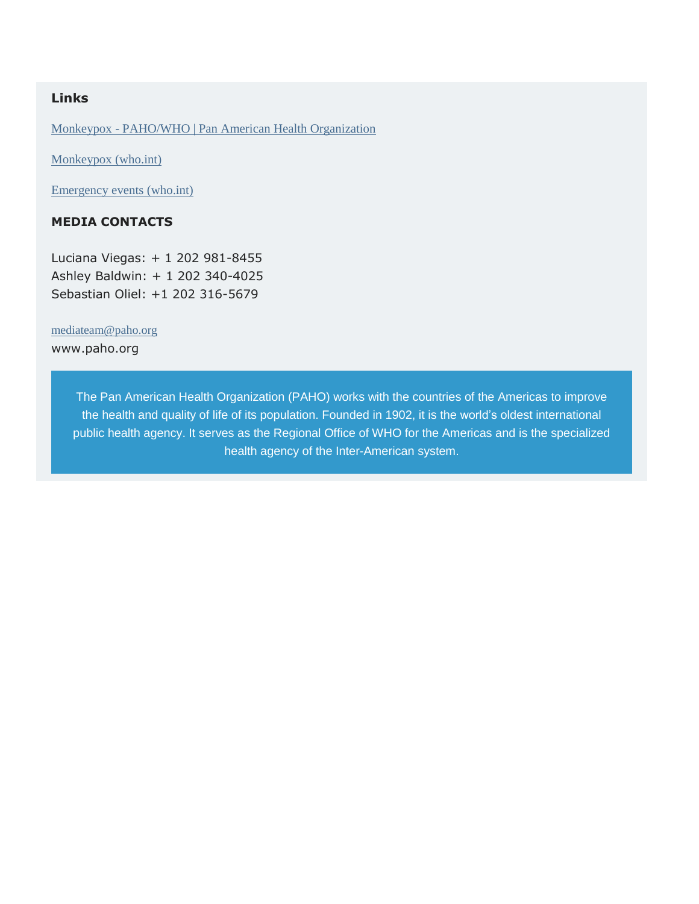**Links**

Monkeypox - PAHO/WHO | Pan American Health Organization

Monkeypox (who.int)

Emergency events (who.int)

**MEDIA CONTACTS**

Luciana Viegas: + 1 202 981-8455
Ashley Baldwin: + 1 202 340-4025
Sebastian Oliel: +1 202 316-5679

mediateam@paho.org
www.paho.org

The Pan American Health Organization (PAHO) works with the countries of the Americas to improve the health and quality of life of its population. Founded in 1902, it is the world's oldest international public health agency. It serves as the Regional Office of WHO for the Americas and is the specialized health agency of the Inter-American system.